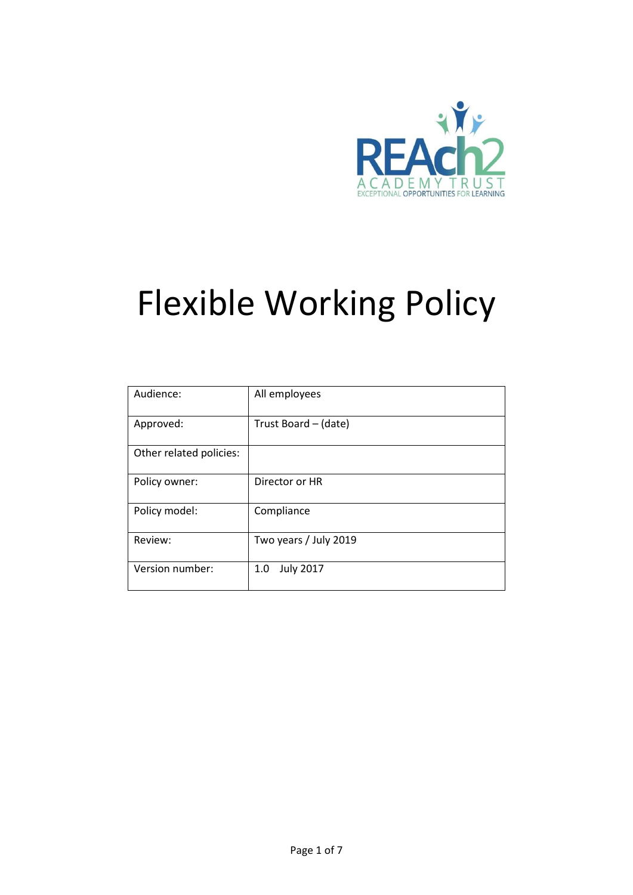# Flexible Working Policy

| Audience: | All employees |
|---|---|
| Approved: | Trust Board – (date) |
| Other related policies: | |
| Policy owner: | Director or HR |
| Policy model: | Compliance |
| Review: | Two years / July 2019 |
| Version number: | 1.0 July 2017 |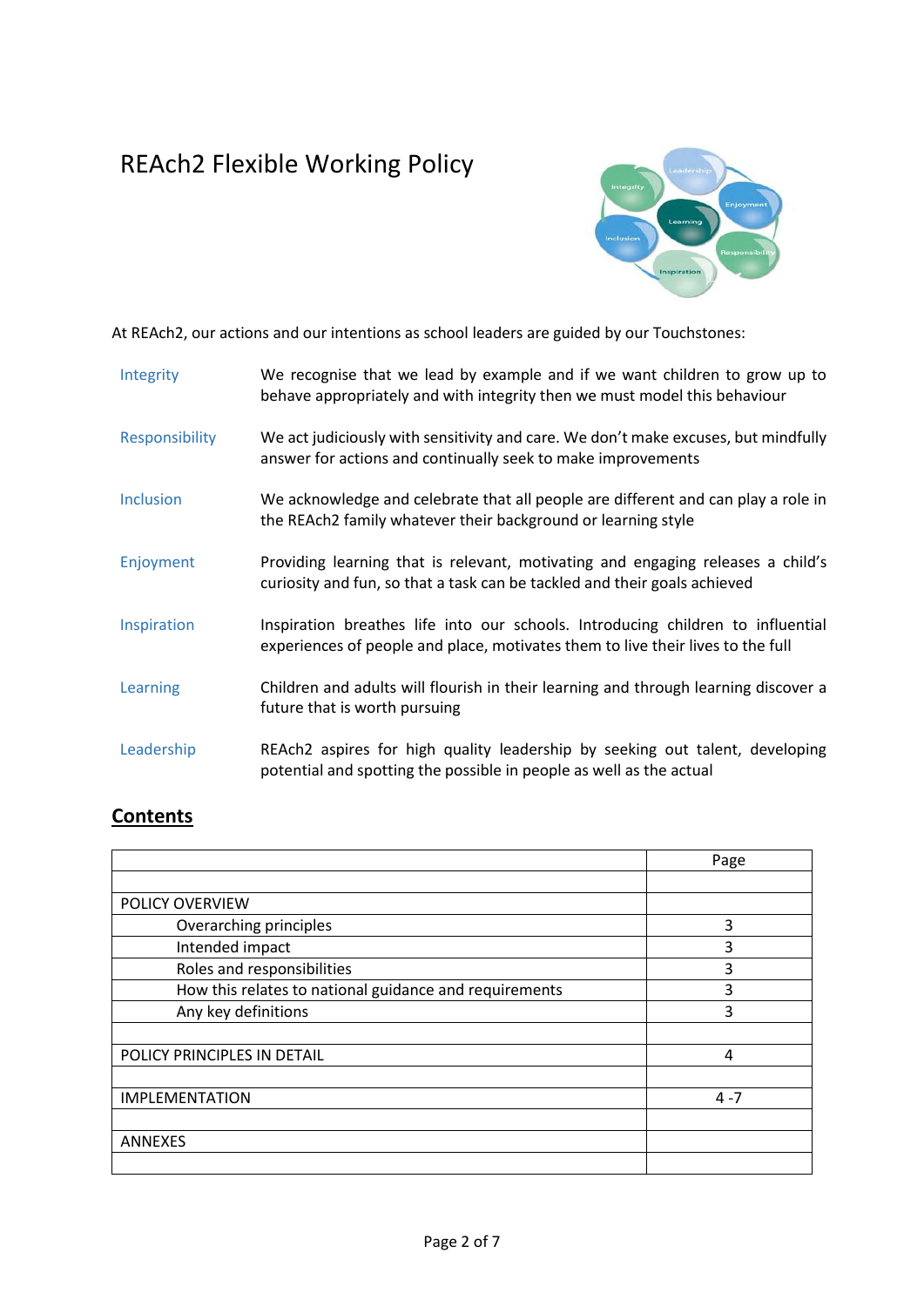# REAch2 Flexible Working Policy

At REAch2, our actions and our intentions as school leaders are guided by our Touchstones:

| | |
|---|---|
| Integrity | We recognise that we lead by example and if we want children to grow up to behave appropriately and with integrity then we must model this behaviour |
| Responsibility | We act judiciously with sensitivity and care. We don't make excuses, but mindfully answer for actions and continually seek to make improvements |
| Inclusion | We acknowledge and celebrate that all people are different and can play a role in the REAch2 family whatever their background or learning style |
| Enjoyment | Providing learning that is relevant, motivating and engaging releases a child's curiosity and fun, so that a task can be tackled and their goals achieved |
| Inspiration | Inspiration breathes life into our schools. Introducing children to influential experiences of people and place, motivates them to live their lives to the full |
| Learning | Children and adults will flourish in their learning and through learning discover a future that is worth pursuing |
| Leadership | REAch2 aspires for high quality leadership by seeking out talent, developing potential and spotting the possible in people as well as the actual |

## Contents

| | Page |
|---|---|
| | |
| POLICY OVERVIEW | |
| Overarching principles | 3 |
| Intended impact | 3 |
| Roles and responsibilities | 3 |
| How this relates to national guidance and requirements | 3 |
| Any key definitions | 3 |
| | |
| POLICY PRINCIPLES IN DETAIL | 4 |
| | |
| IMPLEMENTATION | 4 -7 |
| | |
| ANNEXES | |
| | |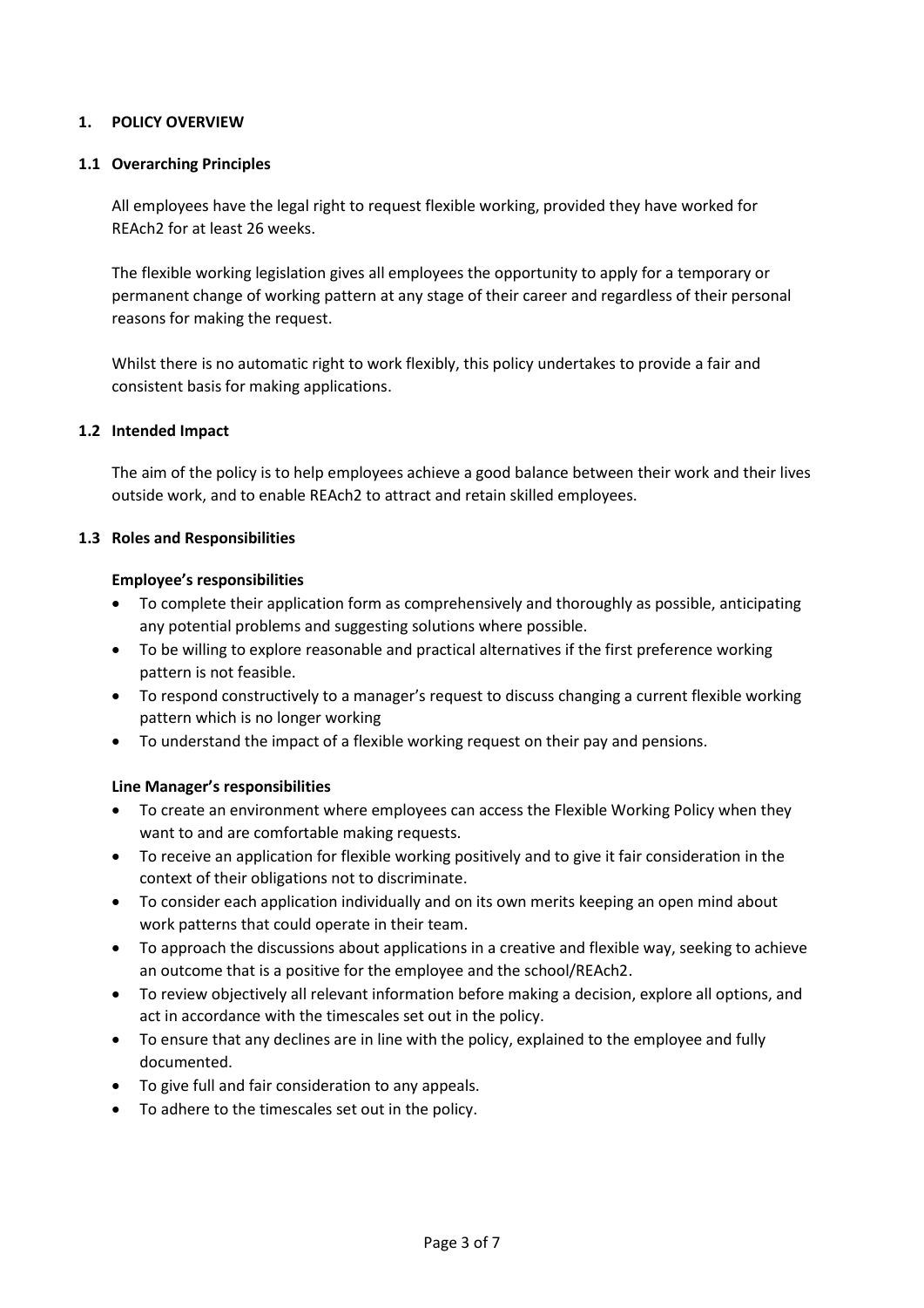## 1. POLICY OVERVIEW

### 1.1 Overarching Principles

All employees have the legal right to request flexible working, provided they have worked for REAch2 for at least 26 weeks.

The flexible working legislation gives all employees the opportunity to apply for a temporary or permanent change of working pattern at any stage of their career and regardless of their personal reasons for making the request.

Whilst there is no automatic right to work flexibly, this policy undertakes to provide a fair and consistent basis for making applications.

### 1.2 Intended Impact

The aim of the policy is to help employees achieve a good balance between their work and their lives outside work, and to enable REAch2 to attract and retain skilled employees.

### 1.3 Roles and Responsibilities

**Employee's responsibilities**

- To complete their application form as comprehensively and thoroughly as possible, anticipating any potential problems and suggesting solutions where possible.
- To be willing to explore reasonable and practical alternatives if the first preference working pattern is not feasible.
- To respond constructively to a manager's request to discuss changing a current flexible working pattern which is no longer working
- To understand the impact of a flexible working request on their pay and pensions.

**Line Manager's responsibilities**

- To create an environment where employees can access the Flexible Working Policy when they want to and are comfortable making requests.
- To receive an application for flexible working positively and to give it fair consideration in the context of their obligations not to discriminate.
- To consider each application individually and on its own merits keeping an open mind about work patterns that could operate in their team.
- To approach the discussions about applications in a creative and flexible way, seeking to achieve an outcome that is a positive for the employee and the school/REAch2.
- To review objectively all relevant information before making a decision, explore all options, and act in accordance with the timescales set out in the policy.
- To ensure that any declines are in line with the policy, explained to the employee and fully documented.
- To give full and fair consideration to any appeals.
- To adhere to the timescales set out in the policy.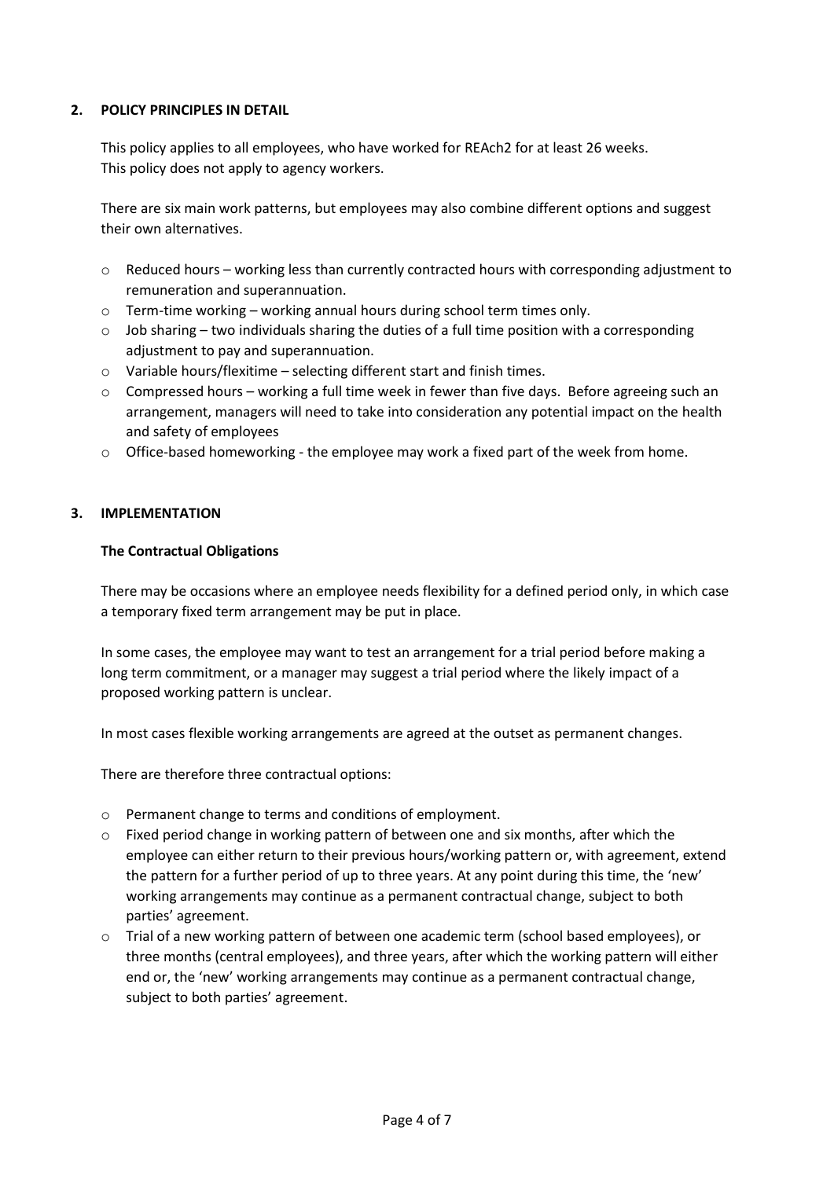## 2. POLICY PRINCIPLES IN DETAIL

This policy applies to all employees, who have worked for REAch2 for at least 26 weeks.
This policy does not apply to agency workers.

There are six main work patterns, but employees may also combine different options and suggest their own alternatives.

- Reduced hours – working less than currently contracted hours with corresponding adjustment to remuneration and superannuation.
- Term-time working – working annual hours during school term times only.
- Job sharing – two individuals sharing the duties of a full time position with a corresponding adjustment to pay and superannuation.
- Variable hours/flexitime – selecting different start and finish times.
- Compressed hours – working a full time week in fewer than five days. Before agreeing such an arrangement, managers will need to take into consideration any potential impact on the health and safety of employees
- Office-based homeworking - the employee may work a fixed part of the week from home.

## 3. IMPLEMENTATION

### The Contractual Obligations

There may be occasions where an employee needs flexibility for a defined period only, in which case a temporary fixed term arrangement may be put in place.

In some cases, the employee may want to test an arrangement for a trial period before making a long term commitment, or a manager may suggest a trial period where the likely impact of a proposed working pattern is unclear.

In most cases flexible working arrangements are agreed at the outset as permanent changes.

There are therefore three contractual options:

- Permanent change to terms and conditions of employment.
- Fixed period change in working pattern of between one and six months, after which the employee can either return to their previous hours/working pattern or, with agreement, extend the pattern for a further period of up to three years. At any point during this time, the 'new' working arrangements may continue as a permanent contractual change, subject to both parties' agreement.
- Trial of a new working pattern of between one academic term (school based employees), or three months (central employees), and three years, after which the working pattern will either end or, the 'new' working arrangements may continue as a permanent contractual change, subject to both parties' agreement.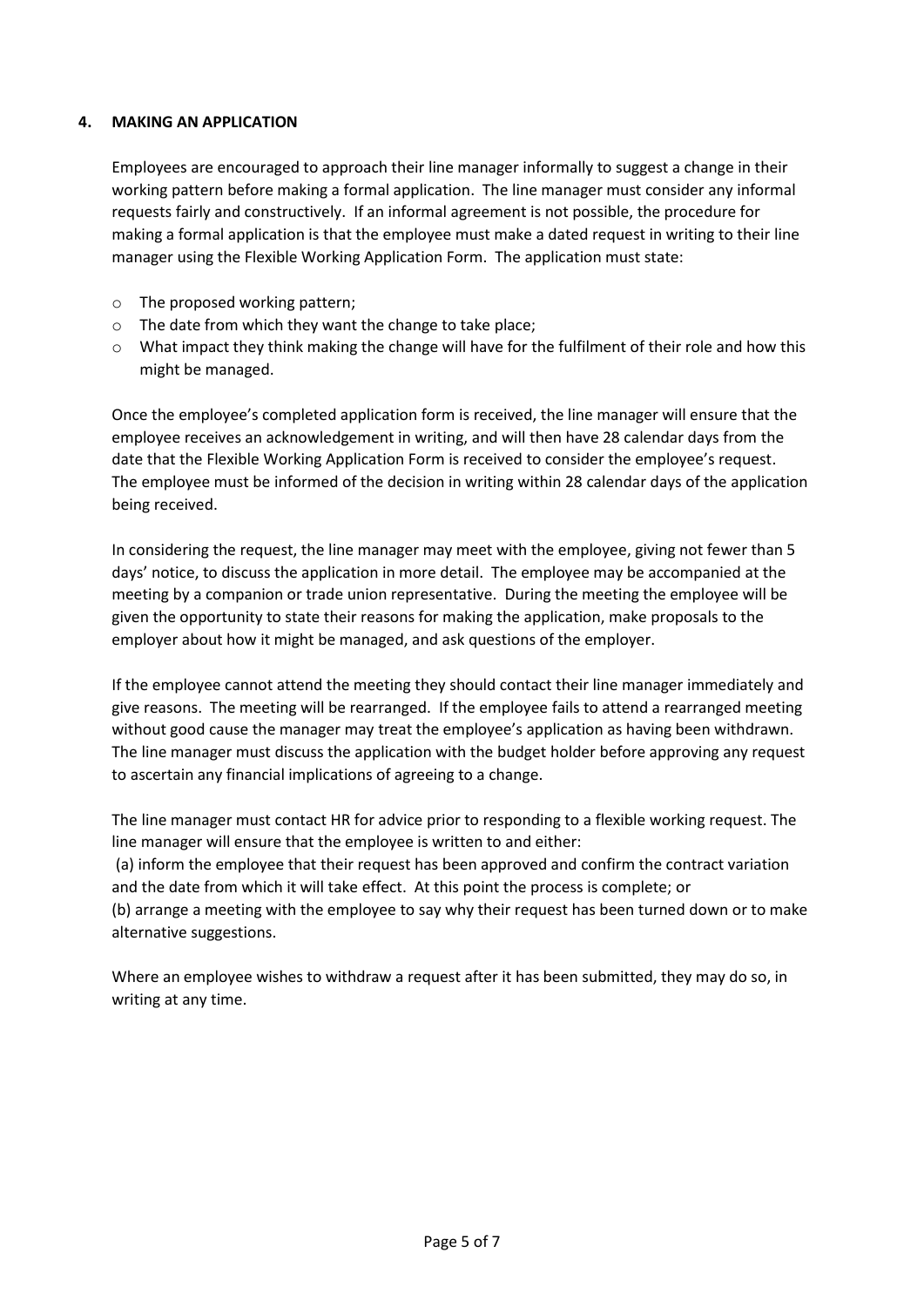## 4. MAKING AN APPLICATION

Employees are encouraged to approach their line manager informally to suggest a change in their working pattern before making a formal application. The line manager must consider any informal requests fairly and constructively. If an informal agreement is not possible, the procedure for making a formal application is that the employee must make a dated request in writing to their line manager using the Flexible Working Application Form. The application must state:

- The proposed working pattern;
- The date from which they want the change to take place;
- What impact they think making the change will have for the fulfilment of their role and how this might be managed.

Once the employee's completed application form is received, the line manager will ensure that the employee receives an acknowledgement in writing, and will then have 28 calendar days from the date that the Flexible Working Application Form is received to consider the employee's request. The employee must be informed of the decision in writing within 28 calendar days of the application being received.

In considering the request, the line manager may meet with the employee, giving not fewer than 5 days' notice, to discuss the application in more detail. The employee may be accompanied at the meeting by a companion or trade union representative. During the meeting the employee will be given the opportunity to state their reasons for making the application, make proposals to the employer about how it might be managed, and ask questions of the employer.

If the employee cannot attend the meeting they should contact their line manager immediately and give reasons. The meeting will be rearranged. If the employee fails to attend a rearranged meeting without good cause the manager may treat the employee's application as having been withdrawn. The line manager must discuss the application with the budget holder before approving any request to ascertain any financial implications of agreeing to a change.

The line manager must contact HR for advice prior to responding to a flexible working request. The line manager will ensure that the employee is written to and either:

(a) inform the employee that their request has been approved and confirm the contract variation and the date from which it will take effect. At this point the process is complete; or

(b) arrange a meeting with the employee to say why their request has been turned down or to make alternative suggestions.

Where an employee wishes to withdraw a request after it has been submitted, they may do so, in writing at any time.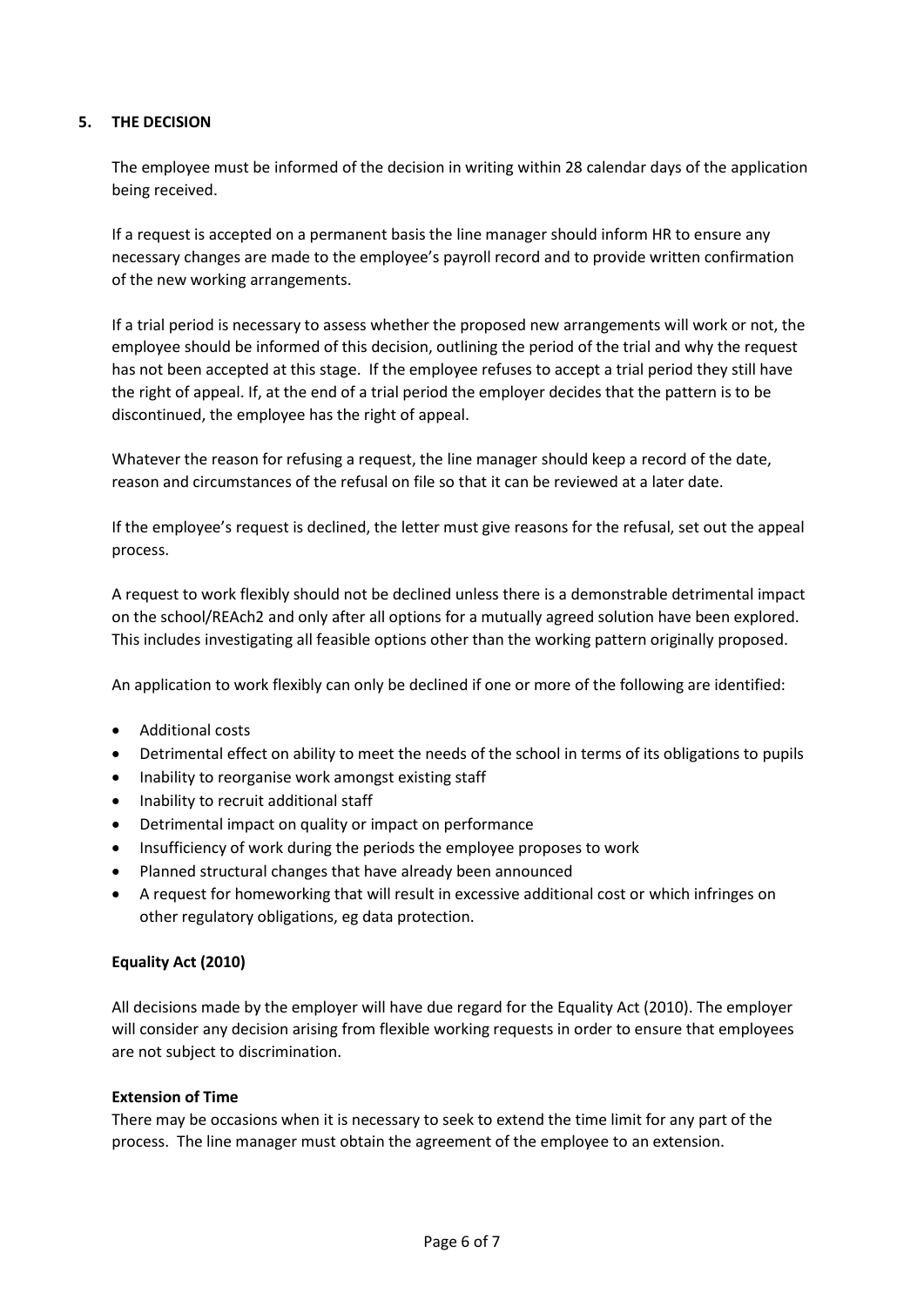## 5. THE DECISION

The employee must be informed of the decision in writing within 28 calendar days of the application being received.

If a request is accepted on a permanent basis the line manager should inform HR to ensure any necessary changes are made to the employee's payroll record and to provide written confirmation of the new working arrangements.

If a trial period is necessary to assess whether the proposed new arrangements will work or not, the employee should be informed of this decision, outlining the period of the trial and why the request has not been accepted at this stage. If the employee refuses to accept a trial period they still have the right of appeal. If, at the end of a trial period the employer decides that the pattern is to be discontinued, the employee has the right of appeal.

Whatever the reason for refusing a request, the line manager should keep a record of the date, reason and circumstances of the refusal on file so that it can be reviewed at a later date.

If the employee's request is declined, the letter must give reasons for the refusal, set out the appeal process.

A request to work flexibly should not be declined unless there is a demonstrable detrimental impact on the school/REAch2 and only after all options for a mutually agreed solution have been explored. This includes investigating all feasible options other than the working pattern originally proposed.

An application to work flexibly can only be declined if one or more of the following are identified:

- Additional costs
- Detrimental effect on ability to meet the needs of the school in terms of its obligations to pupils
- Inability to reorganise work amongst existing staff
- Inability to recruit additional staff
- Detrimental impact on quality or impact on performance
- Insufficiency of work during the periods the employee proposes to work
- Planned structural changes that have already been announced
- A request for homeworking that will result in excessive additional cost or which infringes on other regulatory obligations, eg data protection.

**Equality Act (2010)**

All decisions made by the employer will have due regard for the Equality Act (2010). The employer will consider any decision arising from flexible working requests in order to ensure that employees are not subject to discrimination.

**Extension of Time**

There may be occasions when it is necessary to seek to extend the time limit for any part of the process. The line manager must obtain the agreement of the employee to an extension.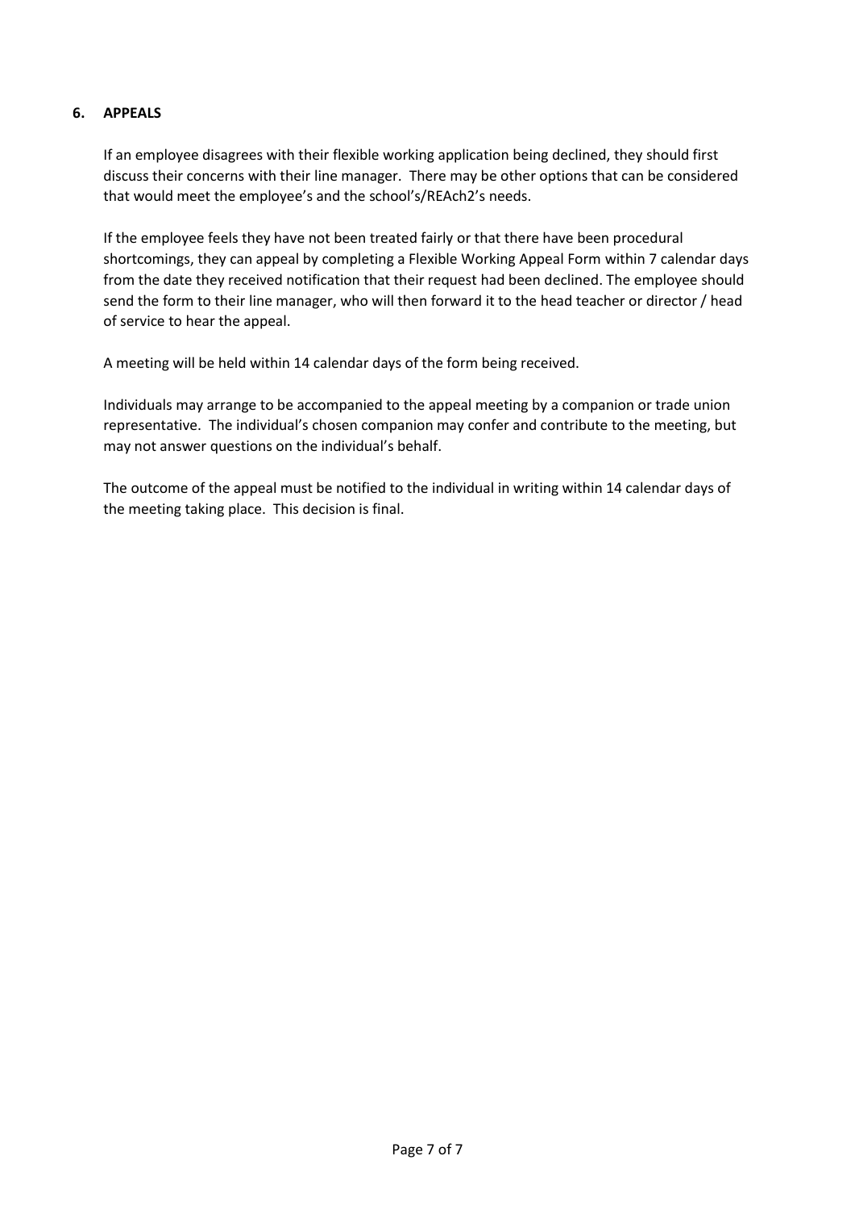## 6. APPEALS

If an employee disagrees with their flexible working application being declined, they should first discuss their concerns with their line manager. There may be other options that can be considered that would meet the employee's and the school's/REAch2's needs.

If the employee feels they have not been treated fairly or that there have been procedural shortcomings, they can appeal by completing a Flexible Working Appeal Form within 7 calendar days from the date they received notification that their request had been declined. The employee should send the form to their line manager, who will then forward it to the head teacher or director / head of service to hear the appeal.

A meeting will be held within 14 calendar days of the form being received.

Individuals may arrange to be accompanied to the appeal meeting by a companion or trade union representative. The individual's chosen companion may confer and contribute to the meeting, but may not answer questions on the individual's behalf.

The outcome of the appeal must be notified to the individual in writing within 14 calendar days of the meeting taking place. This decision is final.